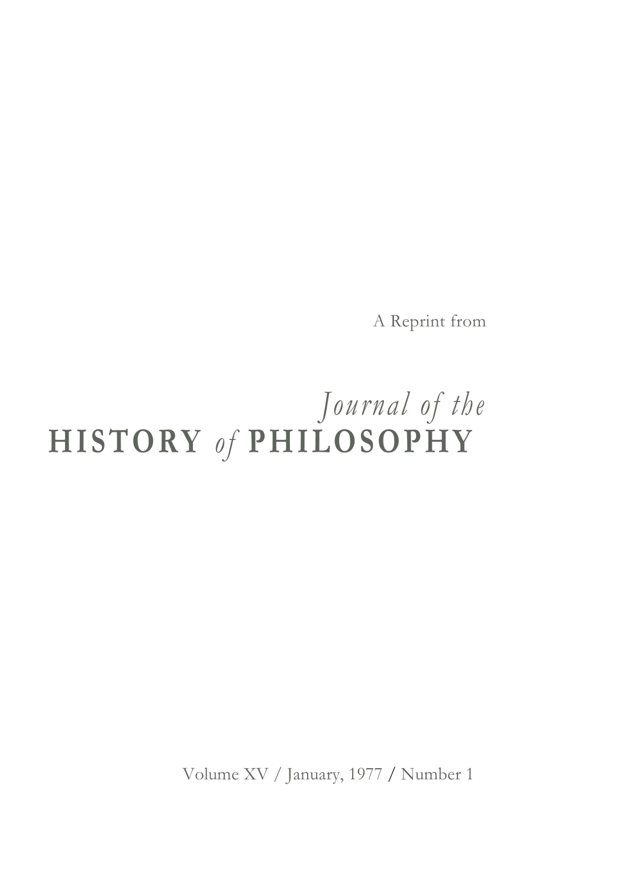A Reprint from

# *Journal of the* HISTORY *of* PHILOSOPHY

Volume XV / January, 1977 / Number 1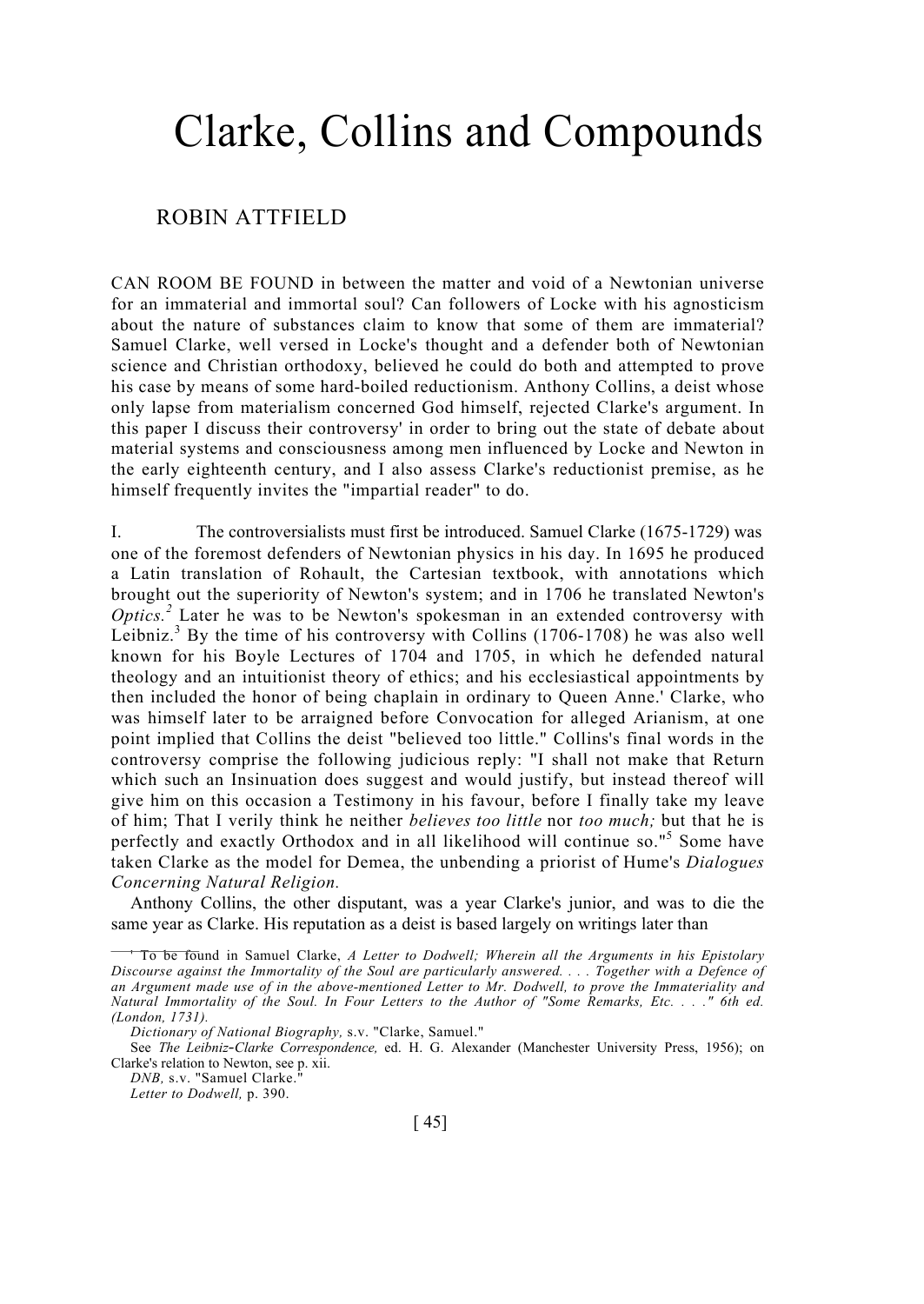# Clarke, Collins and Compounds

ROBIN ATTFIELD

CAN ROOM BE FOUND in between the matter and void of a Newtonian universe for an immaterial and immortal soul? Can followers of Locke with his agnosticism about the nature of substances claim to know that some of them are immaterial? Samuel Clarke, well versed in Locke's thought and a defender both of Newtonian science and Christian orthodoxy, believed he could do both and attempted to prove his case by means of some hard-boiled reductionism. Anthony Collins, a deist whose only lapse from materialism concerned God himself, rejected Clarke's argument. In this paper I discuss their controversy[1] in order to bring out the state of debate about material systems and consciousness among men influenced by Locke and Newton in the early eighteenth century, and I also assess Clarke's reductionist premise, as he himself frequently invites the "impartial reader" to do.

I. The controversialists must first be introduced. Samuel Clarke (1675-1729) was one of the foremost defenders of Newtonian physics in his day. In 1695 he produced a Latin translation of Rohault, the Cartesian textbook, with annotations which brought out the superiority of Newton's system; and in 1706 he translated Newton's *Optics.*[2] Later he was to be Newton's spokesman in an extended controversy with Leibniz.[3] By the time of his controversy with Collins (1706-1708) he was also well known for his Boyle Lectures of 1704 and 1705, in which he defended natural theology and an intuitionist theory of ethics; and his ecclesiastical appointments by then included the honor of being chaplain in ordinary to Queen Anne.[4] Clarke, who was himself later to be arraigned before Convocation for alleged Arianism, at one point implied that Collins the deist "believed too little." Collins's final words in the controversy comprise the following judicious reply: "I shall not make that Return which such an Insinuation does suggest and would justify, but instead thereof will give him on this occasion a Testimony in his favour, before I finally take my leave of him; That I verily think he neither *believes too little* nor *too much;* but that he is perfectly and exactly Orthodox and in all likelihood will continue so."[5] Some have taken Clarke as the model for Demea, the unbending a priorist of Hume's *Dialogues Concerning Natural Religion.*

Anthony Collins, the other disputant, was a year Clarke's junior, and was to die the same year as Clarke. His reputation as a deist is based largely on writings later than

[1] To be found in Samuel Clarke, *A Letter to Dodwell; Wherein all the Arguments in his Epistolary Discourse against the Immortality of the Soul are particularly answered. . . . Together with a Defence of an Argument made use of in the above-mentioned Letter to Mr. Dodwell, to prove the Immateriality and Natural Immortality of the Soul. In Four Letters to the Author of "Some Remarks, Etc. . . ." 6th ed. (London, 1731).*

[2] *Dictionary of National Biography,* s.v. "Clarke, Samuel."

[3] See *The Leibniz-Clarke Correspondence,* ed. H. G. Alexander (Manchester University Press, 1956); on Clarke's relation to Newton, see p. xii.

[4] *DNB,* s.v. "Samuel Clarke."

[5] *Letter to Dodwell,* p. 390.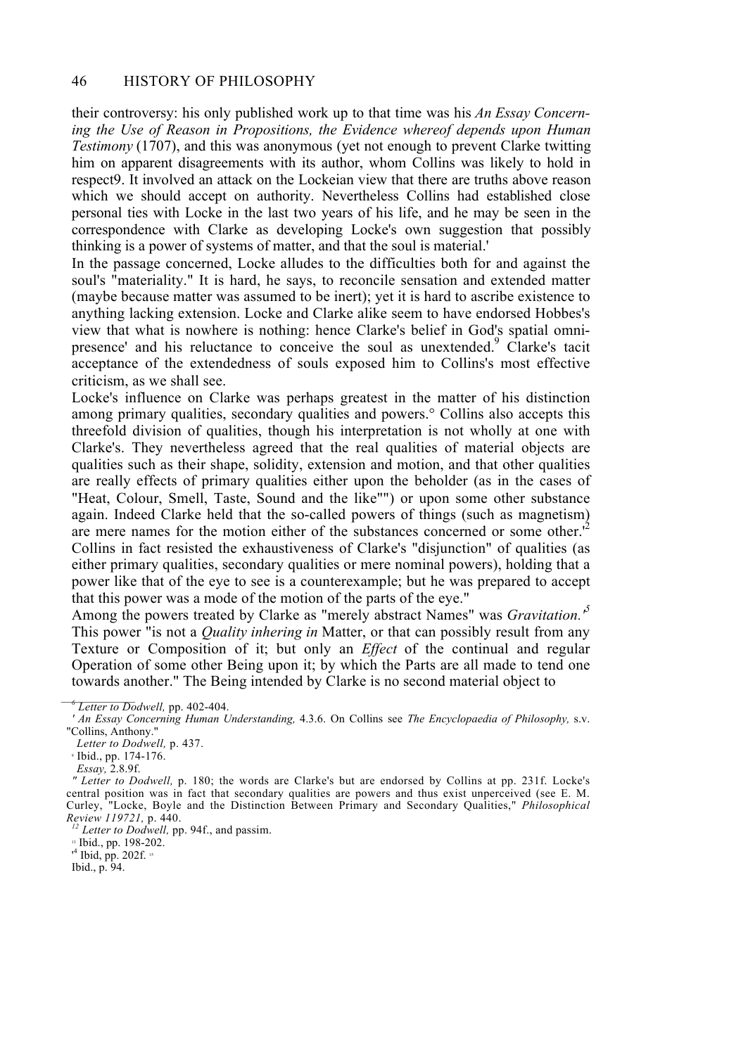their controversy: his only published work up to that time was his *An Essay Concerning the Use of Reason in Propositions, the Evidence whereof depends upon Human Testimony* (1707), and this was anonymous (yet not enough to prevent Clarke twitting him on apparent disagreements with its author, whom Collins was likely to hold in respect9. It involved an attack on the Lockeian view that there are truths above reason which we should accept on authority. Nevertheless Collins had established close personal ties with Locke in the last two years of his life, and he may be seen in the correspondence with Clarke as developing Locke's own suggestion that possibly thinking is a power of systems of matter, and that the soul is material.'

In the passage concerned, Locke alludes to the difficulties both for and against the soul's "materiality." It is hard, he says, to reconcile sensation and extended matter (maybe because matter was assumed to be inert); yet it is hard to ascribe existence to anything lacking extension. Locke and Clarke alike seem to have endorsed Hobbes's view that what is nowhere is nothing: hence Clarke's belief in God's spatial omnipresence' and his reluctance to conceive the soul as unextended.[9] Clarke's tacit acceptance of the extendedness of souls exposed him to Collins's most effective criticism, as we shall see.

Locke's influence on Clarke was perhaps greatest in the matter of his distinction among primary qualities, secondary qualities and powers.° Collins also accepts this threefold division of qualities, though his interpretation is not wholly at one with Clarke's. They nevertheless agreed that the real qualities of material objects are qualities such as their shape, solidity, extension and motion, and that other qualities are really effects of primary qualities either upon the beholder (as in the cases of "Heat, Colour, Smell, Taste, Sound and the like"") or upon some other substance again. Indeed Clarke held that the so-called powers of things (such as magnetism) are mere names for the motion either of the substances concerned or some other.'[2]

Collins in fact resisted the exhaustiveness of Clarke's "disjunction" of qualities (as either primary qualities, secondary qualities or mere nominal powers), holding that a power like that of the eye to see is a counterexample; but he was prepared to accept that this power was a mode of the motion of the parts of the eye."

Among the powers treated by Clarke as "merely abstract Names" was *Gravitation.'*[5] This power "is not a *Quality inhering in* Matter, or that can possibly result from any Texture or Composition of it; but only an *Effect* of the continual and regular Operation of some other Being upon it; by which the Parts are all made to tend one towards another." The Being intended by Clarke is no second material object to

---

[6] *Letter to Dodwell,* pp. 402-404.

' *An Essay Concerning Human Understanding,* 4.3.6. On Collins see *The Encyclopaedia of Philosophy,* s.v. "Collins, Anthony."

*Letter to Dodwell,* p. 437.

° Ibid., pp. 174-176.

*Essay,* 2.8.9f.

" *Letter to Dodwell,* p. 180; the words are Clarke's but are endorsed by Collins at pp. 231f. Locke's central position was in fact that secondary qualities are powers and thus exist unperceived (see E. M. Curley, "Locke, Boyle and the Distinction Between Primary and Secondary Qualities," *Philosophical Review 119721,* p. 440.

[12] *Letter to Dodwell,* pp. 94f., and passim.

[13] Ibid., pp. 198-202.

'[4] Ibid, pp. 202f. [15]

Ibid., p. 94.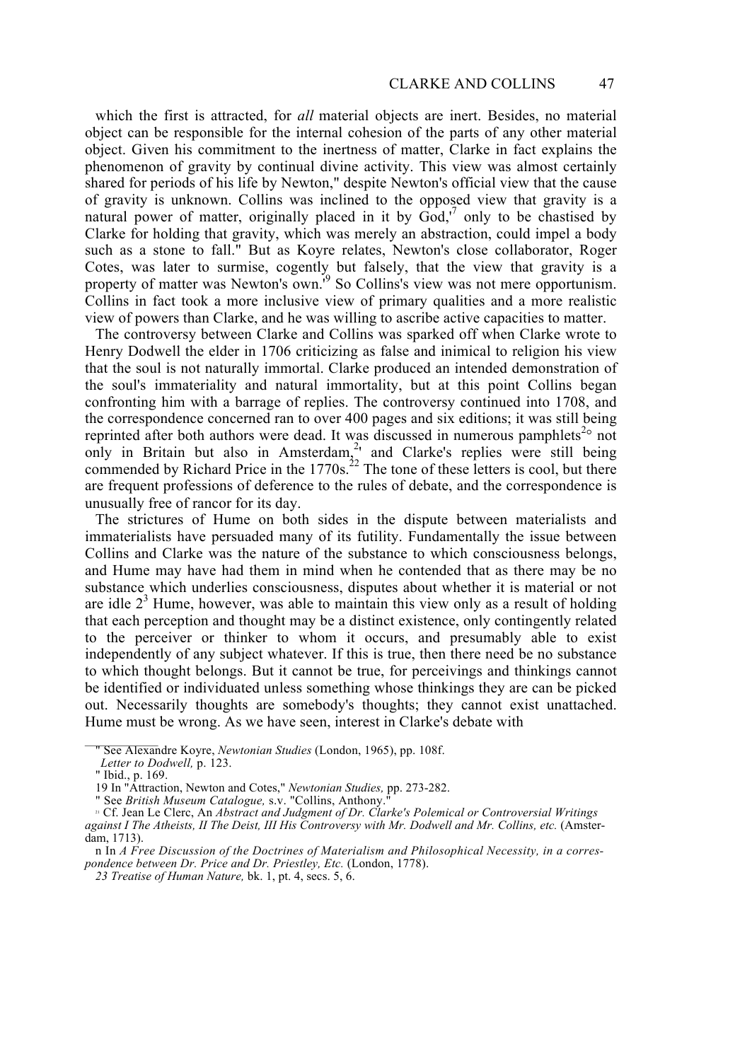which the first is attracted, for *all* material objects are inert. Besides, no material object can be responsible for the internal cohesion of the parts of any other material object. Given his commitment to the inertness of matter, Clarke in fact explains the phenomenon of gravity by continual divine activity. This view was almost certainly shared for periods of his life by Newton,[16] despite Newton's official view that the cause of gravity is unknown. Collins was inclined to the opposed view that gravity is a natural power of matter, originally placed in it by God,[17] only to be chastised by Clarke for holding that gravity, which was merely an abstraction, could impel a body such as a stone to fall.[18] But as Koyre relates, Newton's close collaborator, Roger Cotes, was later to surmise, cogently but falsely, that the view that gravity is a property of matter was Newton's own.[19] So Collins's view was not mere opportunism. Collins in fact took a more inclusive view of primary qualities and a more realistic view of powers than Clarke, and he was willing to ascribe active capacities to matter.

The controversy between Clarke and Collins was sparked off when Clarke wrote to Henry Dodwell the elder in 1706 criticizing as false and inimical to religion his view that the soul is not naturally immortal. Clarke produced an intended demonstration of the soul's immateriality and natural immortality, but at this point Collins began confronting him with a barrage of replies. The controversy continued into 1708, and the correspondence concerned ran to over 400 pages and six editions; it was still being reprinted after both authors were dead. It was discussed in numerous pamphlets[20] not only in Britain but also in Amsterdam,[21] and Clarke's replies were still being commended by Richard Price in the 1770s.[22] The tone of these letters is cool, but there are frequent professions of deference to the rules of debate, and the correspondence is unusually free of rancor for its day.

The strictures of Hume on both sides in the dispute between materialists and immaterialists have persuaded many of its futility. Fundamentally the issue between Collins and Clarke was the nature of the substance to which consciousness belongs, and Hume may have had them in mind when he contended that as there may be no substance which underlies consciousness, disputes about whether it is material or not are idle.[23] Hume, however, was able to maintain this view only as a result of holding that each perception and thought may be a distinct existence, only contingently related to the perceiver or thinker to whom it occurs, and presumably able to exist independently of any subject whatever. If this is true, then there need be no substance to which thought belongs. But it cannot be true, for perceivings and thinkings cannot be identified or individuated unless something whose thinkings they are can be picked out. Necessarily thoughts are somebody's thoughts; they cannot exist unattached. Hume must be wrong. As we have seen, interest in Clarke's debate with

---

[16] See Alexandre Koyre, *Newtonian Studies* (London, 1965), pp. 108f.

[17] *Letter to Dodwell,* p. 123.

[18] Ibid., p. 169.

[19] In "Attraction, Newton and Cotes," *Newtonian Studies,* pp. 273-282.

[20] See *British Museum Catalogue,* s.v. "Collins, Anthony."

[21] Cf. Jean Le Clerc, An *Abstract and Judgment of Dr. Clarke's Polemical or Controversial Writings against I The Atheists, II The Deist, III His Controversy with Mr. Dodwell and Mr. Collins, etc.* (Amsterdam, 1713).

[22] In *A Free Discussion of the Doctrines of Materialism and Philosophical Necessity, in a correspondence between Dr. Price and Dr. Priestley, Etc.* (London, 1778).

[23] *Treatise of Human Nature,* bk. 1, pt. 4, secs. 5, 6.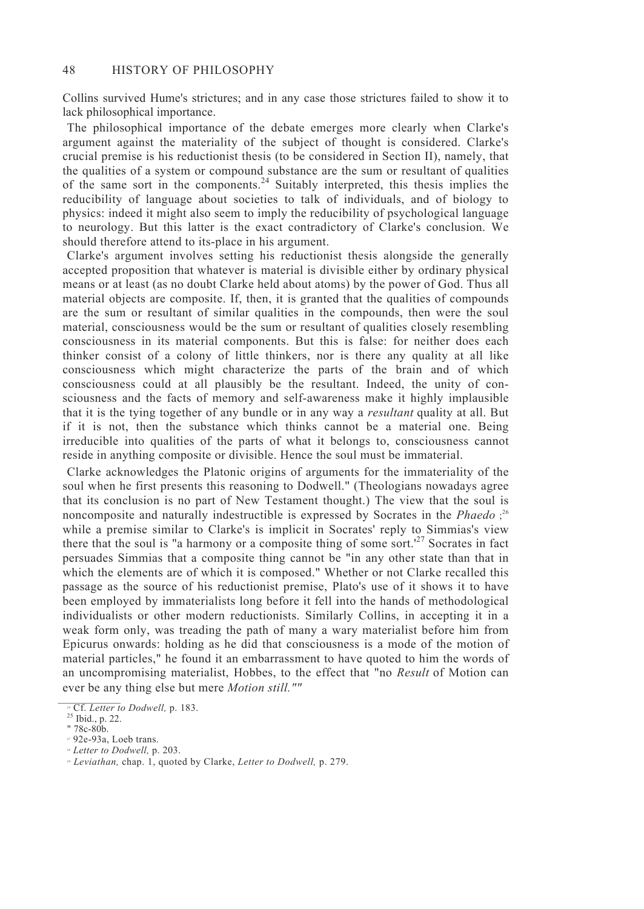Collins survived Hume's strictures; and in any case those strictures failed to show it to lack philosophical importance.

The philosophical importance of the debate emerges more clearly when Clarke's argument against the materiality of the subject of thought is considered. Clarke's crucial premise is his reductionist thesis (to be considered in Section II), namely, that the qualities of a system or compound substance are the sum or resultant of qualities of the same sort in the components.[24] Suitably interpreted, this thesis implies the reducibility of language about societies to talk of individuals, and of biology to physics: indeed it might also seem to imply the reducibility of psychological language to neurology. But this latter is the exact contradictory of Clarke's conclusion. We should therefore attend to its-place in his argument.

Clarke's argument involves setting his reductionist thesis alongside the generally accepted proposition that whatever is material is divisible either by ordinary physical means or at least (as no doubt Clarke held about atoms) by the power of God. Thus all material objects are composite. If, then, it is granted that the qualities of compounds are the sum or resultant of similar qualities in the compounds, then were the soul material, consciousness would be the sum or resultant of qualities closely resembling consciousness in its material components. But this is false: for neither does each thinker consist of a colony of little thinkers, nor is there any quality at all like consciousness which might characterize the parts of the brain and of which consciousness could at all plausibly be the resultant. Indeed, the unity of consciousness and the facts of memory and self-awareness make it highly implausible that it is the tying together of any bundle or in any way a *resultant* quality at all. But if it is not, then the substance which thinks cannot be a material one. Being irreducible into qualities of the parts of what it belongs to, consciousness cannot reside in anything composite or divisible. Hence the soul must be immaterial.

Clarke acknowledges the Platonic origins of arguments for the immateriality of the soul when he first presents this reasoning to Dodwell." (Theologians nowadays agree that its conclusion is no part of New Testament thought.) The view that the soul is noncomposite and naturally indestructible is expressed by Socrates in the *Phaedo*;[26] while a premise similar to Clarke's is implicit in Socrates' reply to Simmias's view there that the soul is "a harmony or a composite thing of some sort.'[27] Socrates in fact persuades Simmias that a composite thing cannot be "in any other state than that in which the elements are of which it is composed." Whether or not Clarke recalled this passage as the source of his reductionist premise, Plato's use of it shows it to have been employed by immaterialists long before it fell into the hands of methodological individualists or other modern reductionists. Similarly Collins, in accepting it in a weak form only, was treading the path of many a wary materialist before him from Epicurus onwards: holding as he did that consciousness is a mode of the motion of material particles," he found it an embarrassment to have quoted to him the words of an uncompromising materialist, Hobbes, to the effect that "no *Result* of Motion can ever be any thing else but mere *Motion still.*""

---

[24] Cf. *Letter to Dodwell,* p. 183.
[25] Ibid., p. 22.
[26] 78c-80b.
[27] 92e-93a, Loeb trans.
[28] *Letter to Dodwell,* p. 203.
[29] *Leviathan,* chap. 1, quoted by Clarke, *Letter to Dodwell,* p. 279.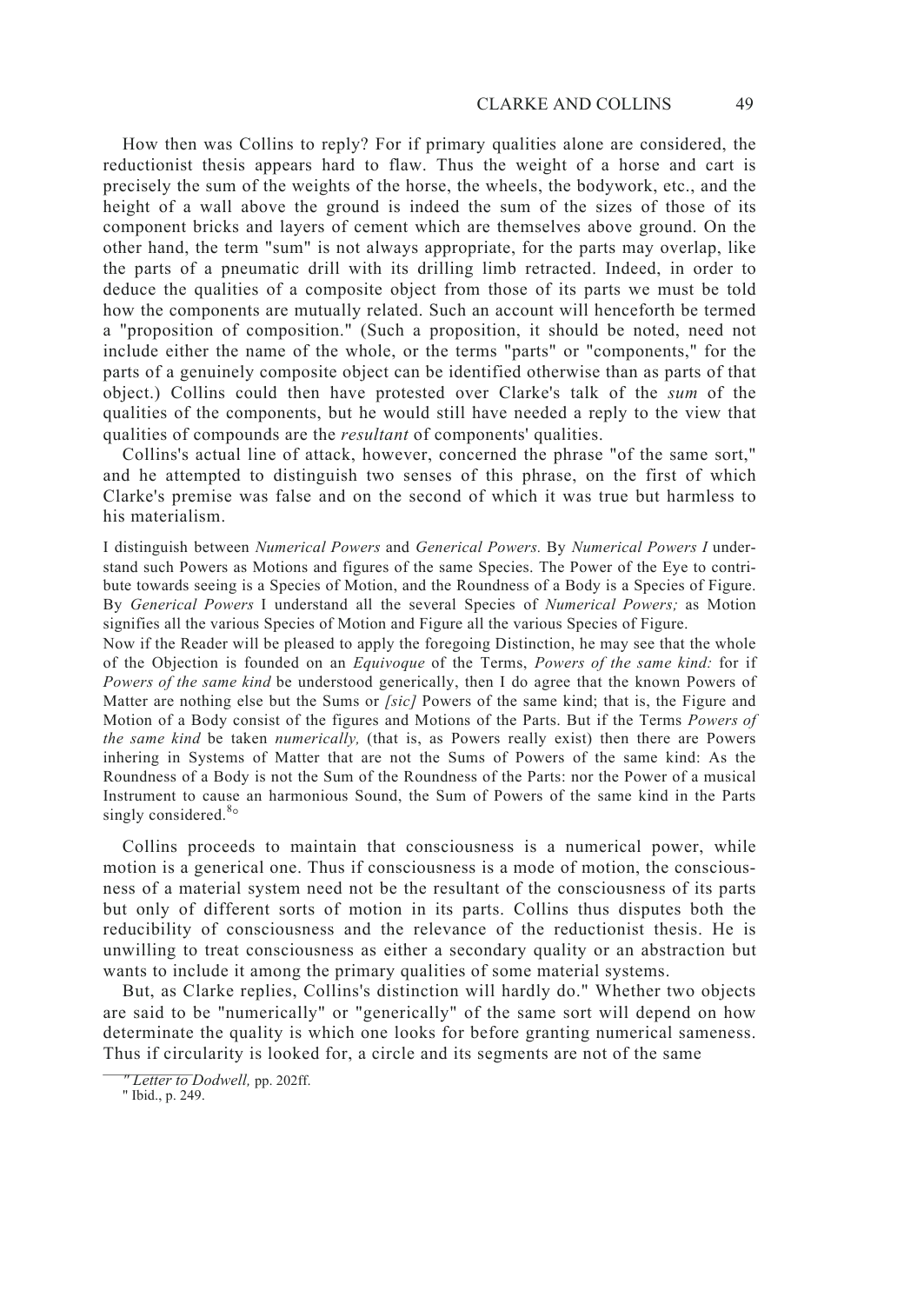How then was Collins to reply? For if primary qualities alone are considered, the reductionist thesis appears hard to flaw. Thus the weight of a horse and cart is precisely the sum of the weights of the horse, the wheels, the bodywork, etc., and the height of a wall above the ground is indeed the sum of the sizes of those of its component bricks and layers of cement which are themselves above ground. On the other hand, the term "sum" is not always appropriate, for the parts may overlap, like the parts of a pneumatic drill with its drilling limb retracted. Indeed, in order to deduce the qualities of a composite object from those of its parts we must be told how the components are mutually related. Such an account will henceforth be termed a "proposition of composition." (Such a proposition, it should be noted, need not include either the name of the whole, or the terms "parts" or "components," for the parts of a genuinely composite object can be identified otherwise than as parts of that object.) Collins could then have protested over Clarke's talk of the *sum* of the qualities of the components, but he would still have needed a reply to the view that qualities of compounds are the *resultant* of components' qualities.

Collins's actual line of attack, however, concerned the phrase "of the same sort," and he attempted to distinguish two senses of this phrase, on the first of which Clarke's premise was false and on the second of which it was true but harmless to his materialism.

> I distinguish between *Numerical Powers* and *Generical Powers.* By *Numerical Powers I* understand such Powers as Motions and figures of the same Species. The Power of the Eye to contribute towards seeing is a Species of Motion, and the Roundness of a Body is a Species of Figure. By *Generical Powers* I understand all the several Species of *Numerical Powers;* as Motion signifies all the various Species of Motion and Figure all the various Species of Figure.
>
> Now if the Reader will be pleased to apply the foregoing Distinction, he may see that the whole of the Objection is founded on an *Equivoque* of the Terms, *Powers of the same kind:* for if *Powers of the same kind* be understood generically, then I do agree that the known Powers of Matter are nothing else but the Sums or *[sic]* Powers of the same kind; that is, the Figure and Motion of a Body consist of the figures and Motions of the Parts. But if the Terms *Powers of the same kind* be taken *numerically,* (that is, as Powers really exist) then there are Powers inhering in Systems of Matter that are not the Sums of Powers of the same kind: As the Roundness of a Body is not the Sum of the Roundness of the Parts: nor the Power of a musical Instrument to cause an harmonious Sound, the Sum of Powers of the same kind in the Parts singly considered.[8◦]

Collins proceeds to maintain that consciousness is a numerical power, while motion is a generical one. Thus if consciousness is a mode of motion, the consciousness of a material system need not be the resultant of the consciousness of its parts but only of different sorts of motion in its parts. Collins thus disputes both the reducibility of consciousness and the relevance of the reductionist thesis. He is unwilling to treat consciousness as either a secondary quality or an abstraction but wants to include it among the primary qualities of some material systems.

But, as Clarke replies, Collins's distinction will hardly do." Whether two objects are said to be "numerically" or "generically" of the same sort will depend on how determinate the quality is which one looks for before granting numerical sameness. Thus if circularity is looked for, a circle and its segments are not of the same

" *Letter to Dodwell,* pp. 202ff.

" Ibid., p. 249.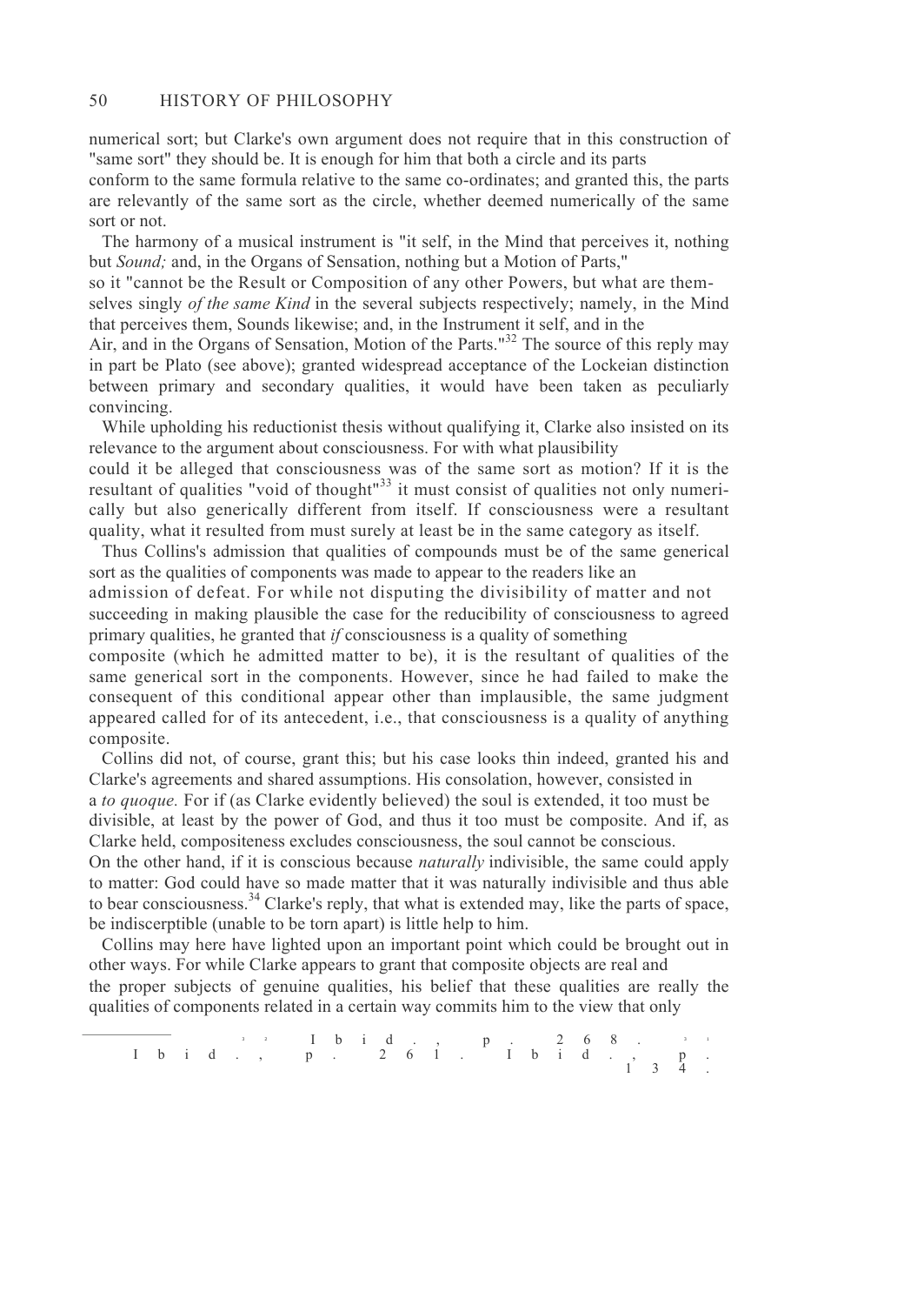numerical sort; but Clarke's own argument does not require that in this construction of "same sort" they should be. It is enough for him that both a circle and its parts conform to the same formula relative to the same co-ordinates; and granted this, the parts are relevantly of the same sort as the circle, whether deemed numerically of the same sort or not.

The harmony of a musical instrument is "it self, in the Mind that perceives it, nothing but *Sound;* and, in the Organs of Sensation, nothing but a Motion of Parts," so it "cannot be the Result or Composition of any other Powers, but what are themselves singly *of the same Kind* in the several subjects respectively; namely, in the Mind that perceives them, Sounds likewise; and, in the Instrument it self, and in the Air, and in the Organs of Sensation, Motion of the Parts."[32] The source of this reply may in part be Plato (see above); granted widespread acceptance of the Lockeian distinction between primary and secondary qualities, it would have been taken as peculiarly convincing.

While upholding his reductionist thesis without qualifying it, Clarke also insisted on its relevance to the argument about consciousness. For with what plausibility could it be alleged that consciousness was of the same sort as motion? If it is the resultant of qualities "void of thought"[33] it must consist of qualities not only numerically but also generically different from itself. If consciousness were a resultant quality, what it resulted from must surely at least be in the same category as itself.

Thus Collins's admission that qualities of compounds must be of the same generical sort as the qualities of components was made to appear to the readers like an admission of defeat. For while not disputing the divisibility of matter and not succeeding in making plausible the case for the reducibility of consciousness to agreed primary qualities, he granted that *if* consciousness is a quality of something composite (which he admitted matter to be), it is the resultant of qualities of the same generical sort in the components. However, since he had failed to make the consequent of this conditional appear other than implausible, the same judgment appeared called for of its antecedent, i.e., that consciousness is a quality of anything composite.

Collins did not, of course, grant this; but his case looks thin indeed, granted his and Clarke's agreements and shared assumptions. His consolation, however, consisted in a *to quoque.* For if (as Clarke evidently believed) the soul is extended, it too must be divisible, at least by the power of God, and thus it too must be composite. And if, as Clarke held, compositeness excludes consciousness, the soul cannot be conscious. On the other hand, if it is conscious because *naturally* indivisible, the same could apply to matter: God could have so made matter that it was naturally indivisible and thus able to bear consciousness.[34] Clarke's reply, that what is extended may, like the parts of space, be indiscerptible (unable to be torn apart) is little help to him.

Collins may here have lighted upon an important point which could be brought out in other ways. For while Clarke appears to grant that composite objects are real and the proper subjects of genuine qualities, his belief that these qualities are really the qualities of components related in a certain way commits him to the view that only

---

[32] Ibid., p. 268. [33] Ibid., p. 261. [34] Ibid., p. 134.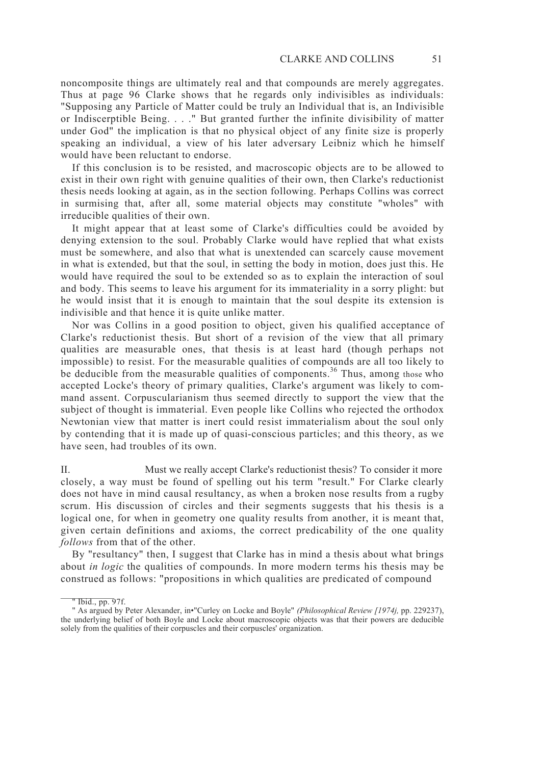noncomposite things are ultimately real and that compounds are merely aggregates. Thus at page 96 Clarke shows that he regards only indivisibles as individuals: "Supposing any Particle of Matter could be truly an Individual that is, an Indivisible or Indiscerptible Being. . . ." But granted further the infinite divisibility of matter under God" the implication is that no physical object of any finite size is properly speaking an individual, a view of his later adversary Leibniz which he himself would have been reluctant to endorse.

If this conclusion is to be resisted, and macroscopic objects are to be allowed to exist in their own right with genuine qualities of their own, then Clarke's reductionist thesis needs looking at again, as in the section following. Perhaps Collins was correct in surmising that, after all, some material objects may constitute "wholes" with irreducible qualities of their own.

It might appear that at least some of Clarke's difficulties could be avoided by denying extension to the soul. Probably Clarke would have replied that what exists must be somewhere, and also that what is unextended can scarcely cause movement in what is extended, but that the soul, in setting the body in motion, does just this. He would have required the soul to be extended so as to explain the interaction of soul and body. This seems to leave his argument for its immateriality in a sorry plight: but he would insist that it is enough to maintain that the soul despite its extension is indivisible and that hence it is quite unlike matter.

Nor was Collins in a good position to object, given his qualified acceptance of Clarke's reductionist thesis. But short of a revision of the view that all primary qualities are measurable ones, that thesis is at least hard (though perhaps not impossible) to resist. For the measurable qualities of compounds are all too likely to be deducible from the measurable qualities of components.[36] Thus, among those who accepted Locke's theory of primary qualities, Clarke's argument was likely to command assent. Corpuscularianism thus seemed directly to support the view that the subject of thought is immaterial. Even people like Collins who rejected the orthodox Newtonian view that matter is inert could resist immaterialism about the soul only by contending that it is made up of quasi-conscious particles; and this theory, as we have seen, had troubles of its own.

## II.

Must we really accept Clarke's reductionist thesis? To consider it more closely, a way must be found of spelling out his term "result." For Clarke clearly does not have in mind causal resultancy, as when a broken nose results from a rugby scrum. His discussion of circles and their segments suggests that his thesis is a logical one, for when in geometry one quality results from another, it is meant that, given certain definitions and axioms, the correct predicability of the one quality *follows* from that of the other.

By "resultancy" then, I suggest that Clarke has in mind a thesis about what brings about *in logic* the qualities of compounds. In more modern terms his thesis may be construed as follows: "propositions in which qualities are predicated of compound

---

" Ibid., pp. 97f.

" As argued by Peter Alexander, in "Curley on Locke and Boyle" *(Philosophical Review [1974j,* pp. 229237), the underlying belief of both Boyle and Locke about macroscopic objects was that their powers are deducible solely from the qualities of their corpuscles and their corpuscles' organization.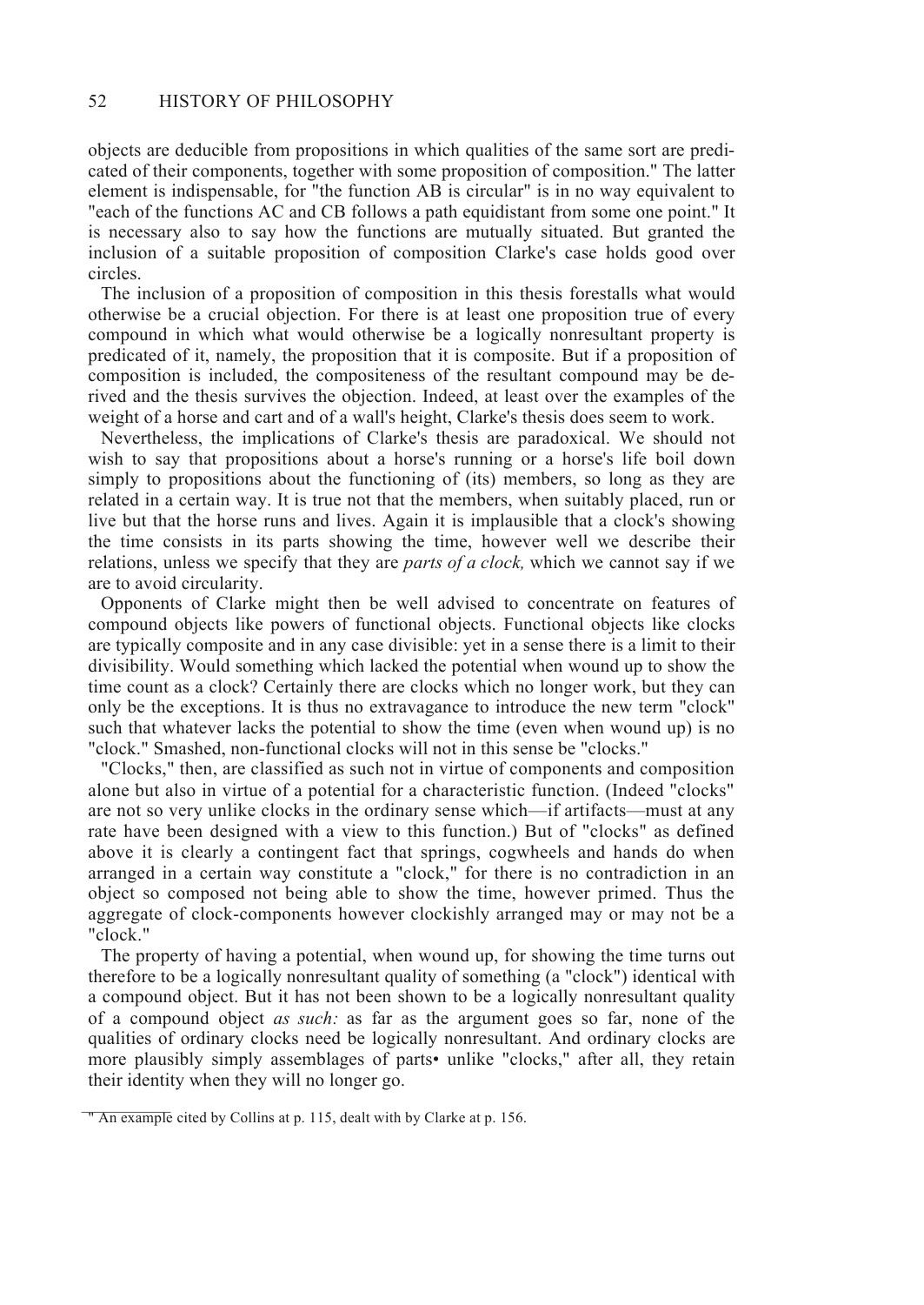objects are deducible from propositions in which qualities of the same sort are predicated of their components, together with some proposition of composition." The latter element is indispensable, for "the function AB is circular" is in no way equivalent to "each of the functions AC and CB follows a path equidistant from some one point." It is necessary also to say how the functions are mutually situated. But granted the inclusion of a suitable proposition of composition Clarke's case holds good over circles.

The inclusion of a proposition of composition in this thesis forestalls what would otherwise be a crucial objection. For there is at least one proposition true of every compound in which what would otherwise be a logically nonresultant property is predicated of it, namely, the proposition that it is composite. But if a proposition of composition is included, the compositeness of the resultant compound may be derived and the thesis survives the objection. Indeed, at least over the examples of the weight of a horse and cart and of a wall's height, Clarke's thesis does seem to work.

Nevertheless, the implications of Clarke's thesis are paradoxical. We should not wish to say that propositions about a horse's running or a horse's life boil down simply to propositions about the functioning of (its) members, so long as they are related in a certain way. It is true not that the members, when suitably placed, run or live but that the horse runs and lives. Again it is implausible that a clock's showing the time consists in its parts showing the time, however well we describe their relations, unless we specify that they are *parts of a clock,* which we cannot say if we are to avoid circularity.

Opponents of Clarke might then be well advised to concentrate on features of compound objects like powers of functional objects. Functional objects like clocks are typically composite and in any case divisible: yet in a sense there is a limit to their divisibility. Would something which lacked the potential when wound up to show the time count as a clock? Certainly there are clocks which no longer work, but they can only be the exceptions. It is thus no extravagance to introduce the new term "clock" such that whatever lacks the potential to show the time (even when wound up) is no "clock." Smashed, non-functional clocks will not in this sense be "clocks."

"Clocks," then, are classified as such not in virtue of components and composition alone but also in virtue of a potential for a characteristic function. (Indeed "clocks" are not so very unlike clocks in the ordinary sense which—if artifacts—must at any rate have been designed with a view to this function.) But of "clocks" as defined above it is clearly a contingent fact that springs, cogwheels and hands do when arranged in a certain way constitute a "clock," for there is no contradiction in an object so composed not being able to show the time, however primed. Thus the aggregate of clock-components however clockishly arranged may or may not be a "clock."

The property of having a potential, when wound up, for showing the time turns out therefore to be a logically nonresultant quality of something (a "clock") identical with a compound object. But it has not been shown to be a logically nonresultant quality of a compound object *as such:* as far as the argument goes so far, none of the qualities of ordinary clocks need be logically nonresultant. And ordinary clocks are more plausibly simply assemblages of parts• unlike "clocks," after all, they retain their identity when they will no longer go.

---

" An example cited by Collins at p. 115, dealt with by Clarke at p. 156.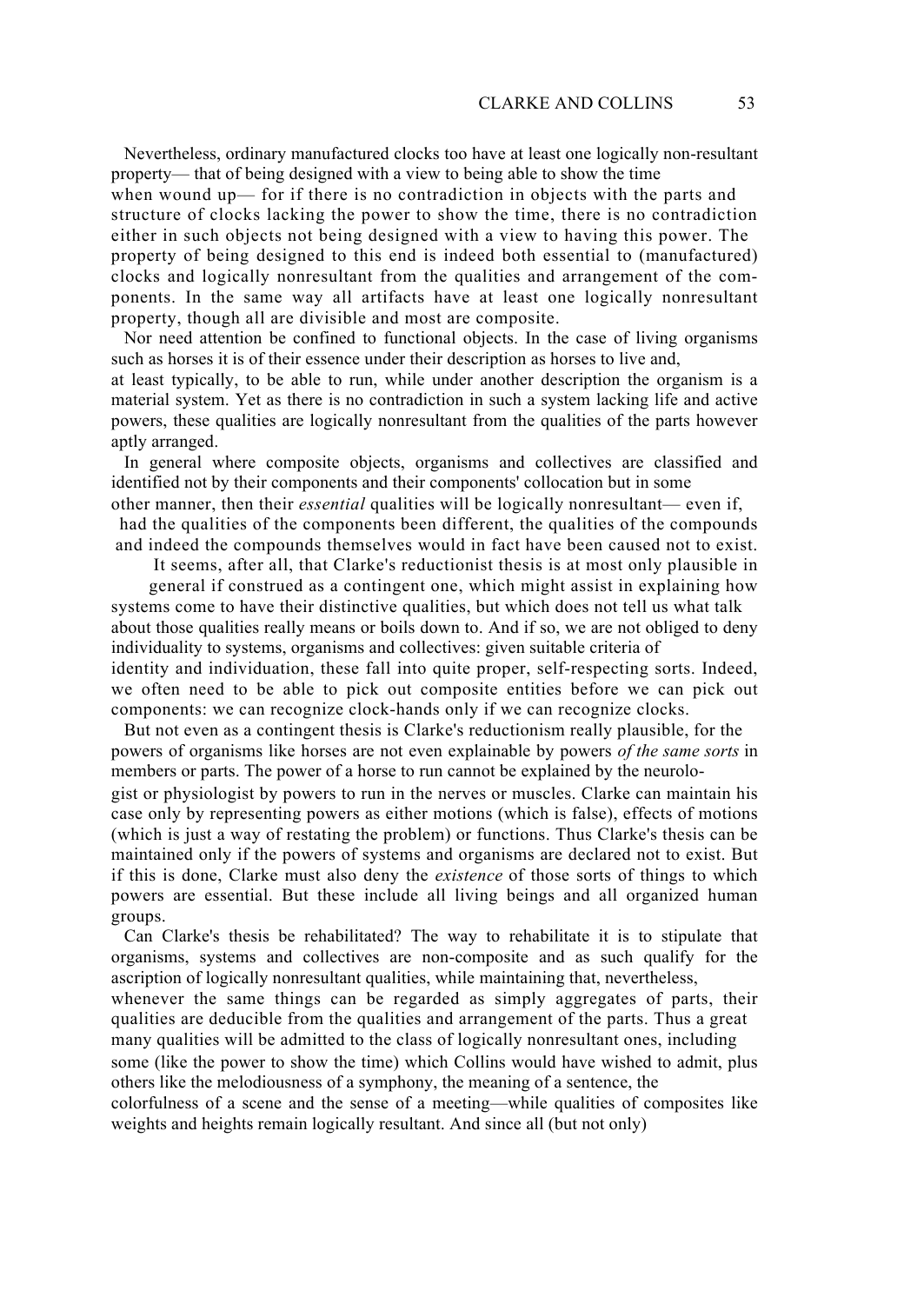Nevertheless, ordinary manufactured clocks too have at least one logically non-resultant property— that of being designed with a view to being able to show the time when wound up— for if there is no contradiction in objects with the parts and structure of clocks lacking the power to show the time, there is no contradiction either in such objects not being designed with a view to having this power. The property of being designed to this end is indeed both essential to (manufactured) clocks and logically nonresultant from the qualities and arrangement of the components. In the same way all artifacts have at least one logically nonresultant property, though all are divisible and most are composite.

Nor need attention be confined to functional objects. In the case of living organisms such as horses it is of their essence under their description as horses to live and, at least typically, to be able to run, while under another description the organism is a material system. Yet as there is no contradiction in such a system lacking life and active powers, these qualities are logically nonresultant from the qualities of the parts however aptly arranged.

In general where composite objects, organisms and collectives are classified and identified not by their components and their components' collocation but in some other manner, then their *essential* qualities will be logically nonresultant— even if, had the qualities of the components been different, the qualities of the compounds and indeed the compounds themselves would in fact have been caused not to exist.

It seems, after all, that Clarke's reductionist thesis is at most only plausible in general if construed as a contingent one, which might assist in explaining how systems come to have their distinctive qualities, but which does not tell us what talk about those qualities really means or boils down to. And if so, we are not obliged to deny individuality to systems, organisms and collectives: given suitable criteria of identity and individuation, these fall into quite proper, self-respecting sorts. Indeed, we often need to be able to pick out composite entities before we can pick out components: we can recognize clock-hands only if we can recognize clocks.

But not even as a contingent thesis is Clarke's reductionism really plausible, for the powers of organisms like horses are not even explainable by powers *of the same sorts* in members or parts. The power of a horse to run cannot be explained by the neurologist or physiologist by powers to run in the nerves or muscles. Clarke can maintain his case only by representing powers as either motions (which is false), effects of motions (which is just a way of restating the problem) or functions. Thus Clarke's thesis can be maintained only if the powers of systems and organisms are declared not to exist. But if this is done, Clarke must also deny the *existence* of those sorts of things to which powers are essential. But these include all living beings and all organized human groups.

Can Clarke's thesis be rehabilitated? The way to rehabilitate it is to stipulate that organisms, systems and collectives are non-composite and as such qualify for the ascription of logically nonresultant qualities, while maintaining that, nevertheless, whenever the same things can be regarded as simply aggregates of parts, their qualities are deducible from the qualities and arrangement of the parts. Thus a great many qualities will be admitted to the class of logically nonresultant ones, including some (like the power to show the time) which Collins would have wished to admit, plus others like the melodiousness of a symphony, the meaning of a sentence, the colorfulness of a scene and the sense of a meeting—while qualities of composites like weights and heights remain logically resultant. And since all (but not only)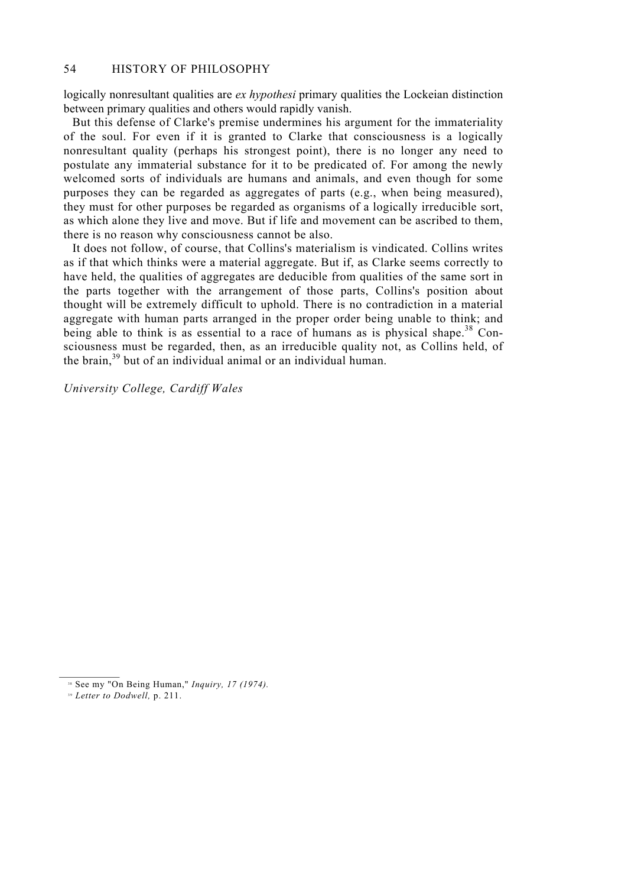logically nonresultant qualities are *ex hypothesi* primary qualities the Lockeian distinction between primary qualities and others would rapidly vanish.

But this defense of Clarke's premise undermines his argument for the immateriality of the soul. For even if it is granted to Clarke that consciousness is a logically nonresultant quality (perhaps his strongest point), there is no longer any need to postulate any immaterial substance for it to be predicated of. For among the newly welcomed sorts of individuals are humans and animals, and even though for some purposes they can be regarded as aggregates of parts (e.g., when being measured), they must for other purposes be regarded as organisms of a logically irreducible sort, as which alone they live and move. But if life and movement can be ascribed to them, there is no reason why consciousness cannot be also.

It does not follow, of course, that Collins's materialism is vindicated. Collins writes as if that which thinks were a material aggregate. But if, as Clarke seems correctly to have held, the qualities of aggregates are deducible from qualities of the same sort in the parts together with the arrangement of those parts, Collins's position about thought will be extremely difficult to uphold. There is no contradiction in a material aggregate with human parts arranged in the proper order being unable to think; and being able to think is as essential to a race of humans as is physical shape.[38] Consciousness must be regarded, then, as an irreducible quality not, as Collins held, of the brain,[39] but of an individual animal or an individual human.

*University College, Cardiff Wales*

---

[38] See my "On Being Human," *Inquiry, 17 (1974).*

[39] *Letter to Dodwell,* p. 211.